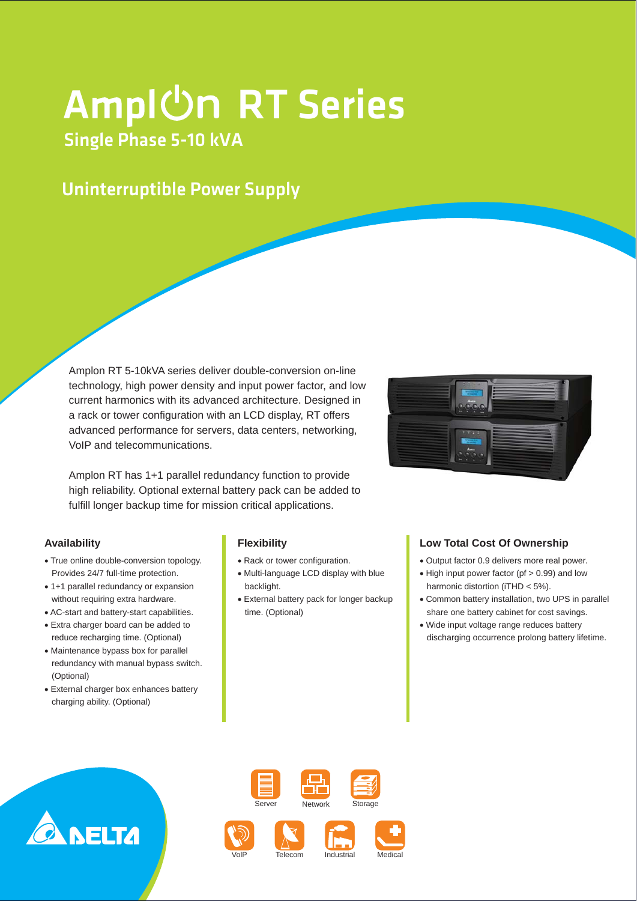# AmplOn RT Series

## Single Phase 5-10 kVA

## Uninterruptible Power Supply

Amplon RT 5-10kVA series deliver double-conversion on-line technology, high power density and input power factor, and low current harmonics with its advanced architecture. Designed in a rack or tower configuration with an LCD display, RT offers advanced performance for servers, data centers, networking, VoIP and telecommunications.

Amplon RT has 1+1 parallel redundancy function to provide high reliability. Optional external battery pack can be added to fulfill longer backup time for mission critical applications.

### Availability

- True online double-conversion topology. Provides 24/7 full-time protection.
- 1+1 parallel redundancy or expansion without requiring extra hardware.
- AC-start and battery-start capabilities.
- Extra charger board can be added to reduce recharging time. (Optional)
- Maintenance bypass box for parallel redundancy with manual bypass switch. (Optional)
- External charger box enhances battery charging ability. (Optional)

### Flexibility

- Rack or tower configuration.
- Multi-language LCD display with blue backlight.
- External battery pack for longer backup time. (Optional)

### Low Total Cost Of Ownership

- Output factor 0.9 delivers more real power.
- High input power factor (pf > 0.99) and low harmonic distortion (iTHD < 5%).
- Common battery installation, two UPS in parallel share one battery cabinet for cost savings.
- Wide input voltage range reduces battery discharging occurrence prolong battery lifetime.

Server Network Storage

VoIP Telecom Industrial Medical

DELTA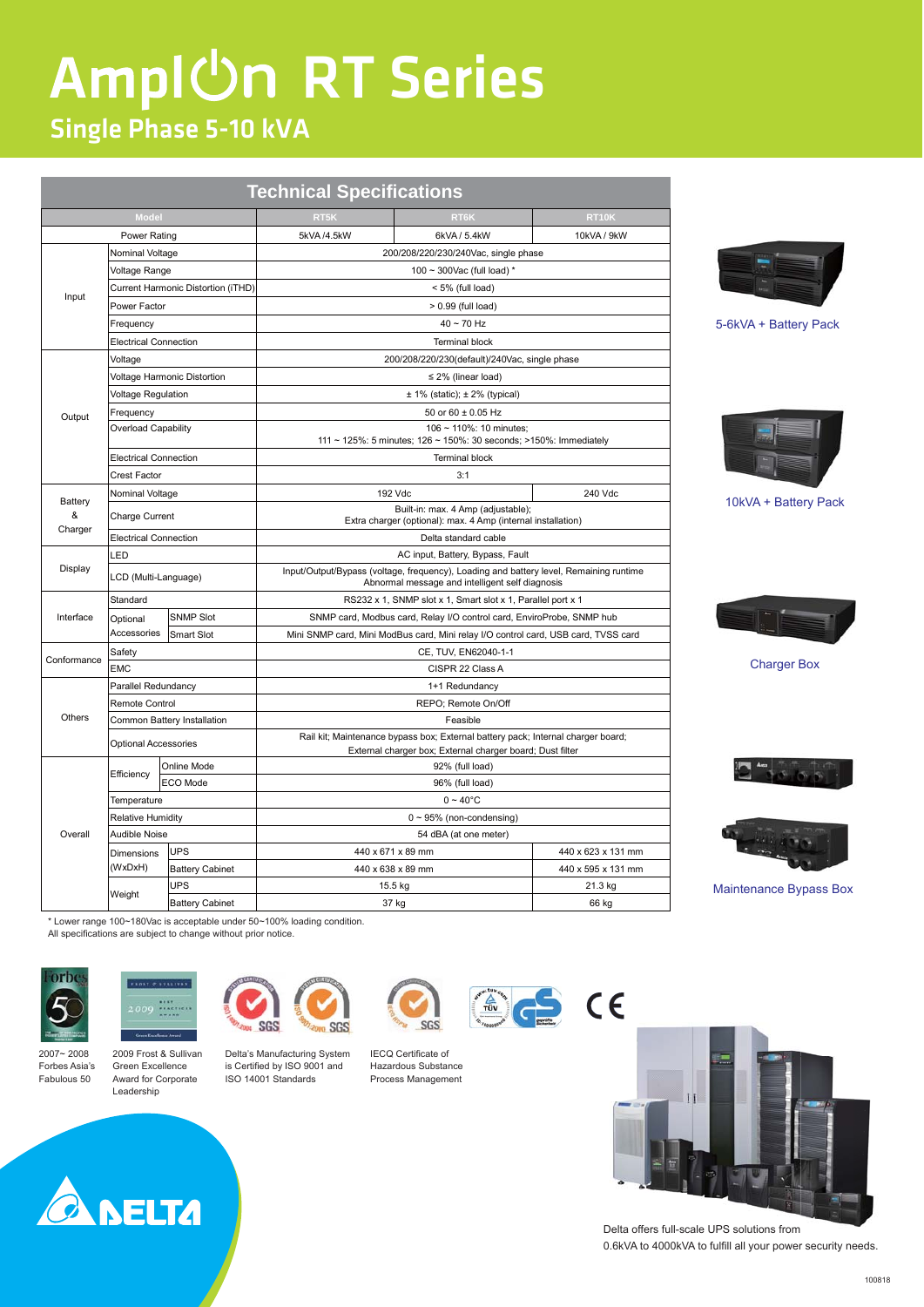# AmplOn RT Series

## Single Phase 5-10 kVA

## Technical Specifications

| Model | | | RT5K | RT6K | RT10K |
|---|---|---|---|---|---|
| Power Rating | | | 5kVA /4.5kW | 6kVA / 5.4kW | 10kVA / 9kW |
| Input | Nominal Voltage | | 200/208/220/230/240Vac, single phase | | |
| | Voltage Range | | 100 ~ 300Vac (full load) * | | |
| | Current Harmonic Distortion (iTHD) | | < 5% (full load) | | |
| | Power Factor | | > 0.99 (full load) | | |
| | Frequency | | 40 ~ 70 Hz | | |
| | Electrical Connection | | Terminal block | | |
| Output | Voltage | | 200/208/220/230(default)/240Vac, single phase | | |
| | Voltage Harmonic Distortion | | ≤ 2% (linear load) | | |
| | Voltage Regulation | | ± 1% (static); ± 2% (typical) | | |
| | Frequency | | 50 or 60 ± 0.05 Hz | | |
| | Overload Capability | | 106 ~ 110%: 10 minutes; 111 ~ 125%: 5 minutes; 126 ~ 150%: 30 seconds; >150%: Immediately | | |
| | Electrical Connection | | Terminal block | | |
| | Crest Factor | | 3:1 | | |
| Battery & Charger | Nominal Voltage | | 192 Vdc | | 240 Vdc |
| | Charge Current | | Built-in: max. 4 Amp (adjustable); Extra charger (optional): max. 4 Amp (internal installation) | | |
| | Electrical Connection | | Delta standard cable | | |
| Display | LED | | AC input, Battery, Bypass, Fault | | |
| | LCD (Multi-Language) | | Input/Output/Bypass (voltage, frequency), Loading and battery level, Remaining runtime Abnormal message and intelligent self diagnosis | | |
| Interface | Standard | | RS232 x 1, SNMP slot x 1, Smart slot x 1, Parallel port x 1 | | |
| | Optional Accessories | SNMP Slot | SNMP card, Modbus card, Relay I/O control card, EnviroProbe, SNMP hub | | |
| | | Smart Slot | Mini SNMP card, Mini ModBus card, Mini relay I/O control card, USB card, TVSS card | | |
| Conformance | Safety | | CE, TUV, EN62040-1-1 | | |
| | EMC | | CISPR 22 Class A | | |
| Others | Parallel Redundancy | | 1+1 Redundancy | | |
| | Remote Control | | REPO; Remote On/Off | | |
| | Common Battery Installation | | Feasible | | |
| | Optional Accessories | | Rail kit; Maintenance bypass box; External battery pack; Internal charger board; External charger box; External charger board; Dust filter | | |
| Overall | Efficiency | Online Mode | 92% (full load) | | |
| | | ECO Mode | 96% (full load) | | |
| | Temperature | | 0 ~ 40°C | | |
| | Relative Humidity | | 0 ~ 95% (non-condensing) | | |
| | Audible Noise | | 54 dBA (at one meter) | | |
| | Dimensions (WxDxH) | UPS | 440 x 671 x 89 mm | | 440 x 623 x 131 mm |
| | | Battery Cabinet | 440 x 638 x 89 mm | | 440 x 595 x 131 mm |
| | Weight | UPS | 15.5 kg | | 21.3 kg |
| | | Battery Cabinet | 37 kg | | 66 kg |

\* Lower range 100~180Vac is acceptable under 50~100% loading condition.
All specifications are subject to change without prior notice.

5-6kVA + Battery Pack

10kVA + Battery Pack

Charger Box

Maintenance Bypass Box

2007~ 2008 Forbes Asia's Fabulous 50

2009 Frost & Sullivan Green Excellence Award for Corporate Leadership

Delta's Manufacturing System is Certified by ISO 9001 and ISO 14001 Standards

IECQ Certificate of Hazardous Substance Process Management

Delta offers full-scale UPS solutions from 0.6kVA to 4000kVA to fulfill all your power security needs.

100818